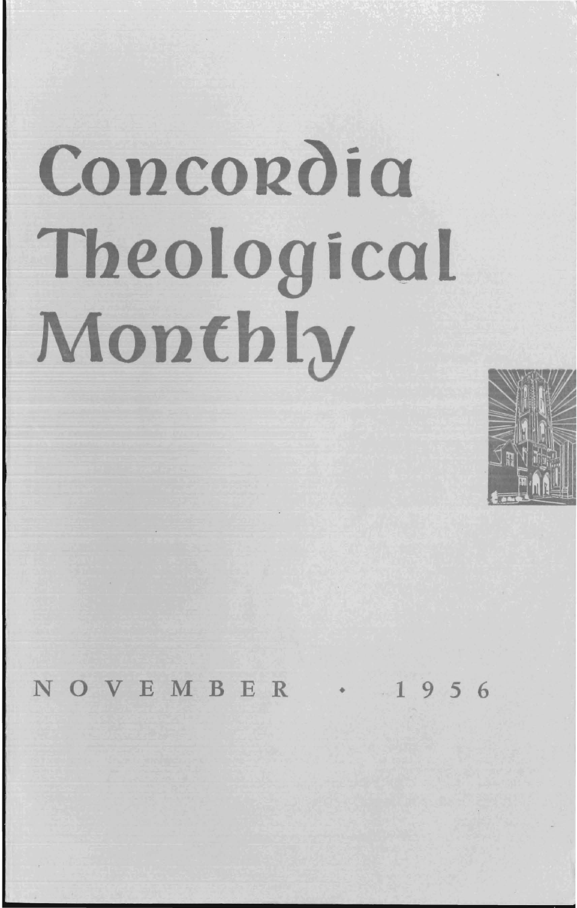# Concordia Theological Monthly

NOVEMBER · 1956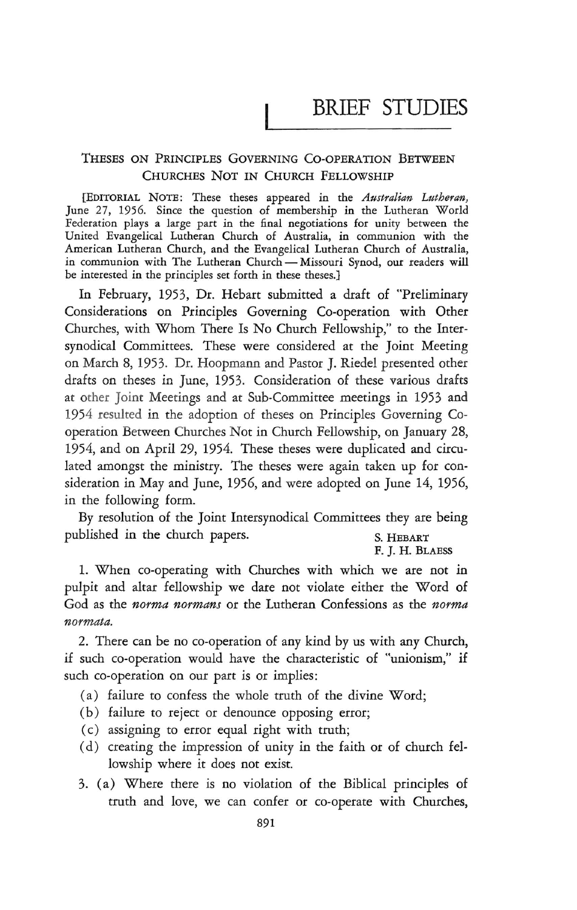# BRIEF STUDIES

## Theses on Principles Governing Co-operation Between Churches Not in Church Fellowship

[EDITORIAL NOTE: These theses appeared in the *Australian Lutheran*, June 27, 1956. Since the question of membership in the Lutheran World Federation plays a large part in the final negotiations for unity between the United Evangelical Lutheran Church of Australia, in communion with the American Lutheran Church, and the Evangelical Lutheran Church of Australia, in communion with The Lutheran Church — Missouri Synod, our readers will be interested in the principles set forth in these theses.]

In February, 1953, Dr. Hebart submitted a draft of "Preliminary Considerations on Principles Governing Co-operation with Other Churches, with Whom There Is No Church Fellowship," to the Intersynodical Committees. These were considered at the Joint Meeting on March 8, 1953. Dr. Hoopmann and Pastor J. Riedel presented other drafts on theses in June, 1953. Consideration of these various drafts at other Joint Meetings and at Sub-Committee meetings in 1953 and 1954 resulted in the adoption of theses on Principles Governing Co-operation Between Churches Not in Church Fellowship, on January 28, 1954, and on April 29, 1954. These theses were duplicated and circulated amongst the ministry. The theses were again taken up for consideration in May and June, 1956, and were adopted on June 14, 1956, in the following form.

By resolution of the Joint Intersynodical Committees they are being published in the church papers.

S. HEBART
F. J. H. BLAESS

1. When co-operating with Churches with which we are not in pulpit and altar fellowship we dare not violate either the Word of God as the *norma normans* or the Lutheran Confessions as the *norma normata*.

2. There can be no co-operation of any kind by us with any Church, if such co-operation would have the characteristic of "unionism," if such co-operation on our part is or implies:
   - (a) failure to confess the whole truth of the divine Word;
   - (b) failure to reject or denounce opposing error;
   - (c) assigning to error equal right with truth;
   - (d) creating the impression of unity in the faith or of church fellowship where it does not exist.

3. (a) Where there is no violation of the Biblical principles of truth and love, we can confer or co-operate with Churches,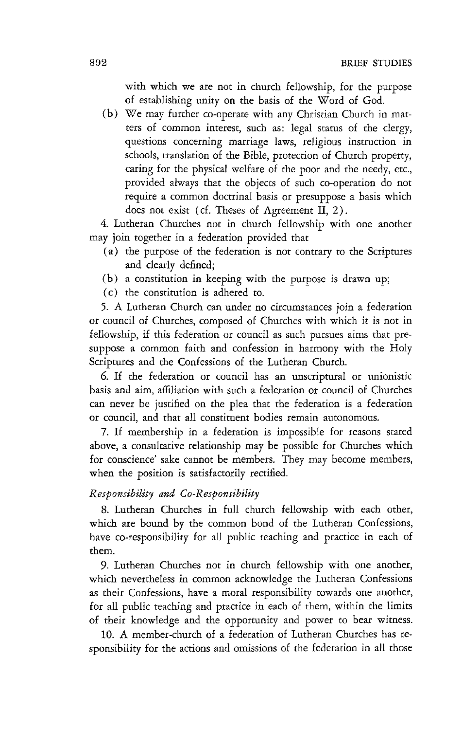with which we are not in church fellowship, for the purpose of establishing unity on the basis of the Word of God.

(b) We may further co-operate with any Christian Church in matters of common interest, such as: legal status of the clergy, questions concerning marriage laws, religious instruction in schools, translation of the Bible, protection of Church property, caring for the physical welfare of the poor and the needy, etc., provided always that the objects of such co-operation do not require a common doctrinal basis or presuppose a basis which does not exist (cf. Theses of Agreement II, 2).

4. Lutheran Churches not in church fellowship with one another may join together in a federation provided that

(a) the purpose of the federation is not contrary to the Scriptures and clearly defined;

(b) a constitution in keeping with the purpose is drawn up;

(c) the constitution is adhered to.

5. A Lutheran Church can under no circumstances join a federation or council of Churches, composed of Churches with which it is not in fellowship, if this federation or council as such pursues aims that presuppose a common faith and confession in harmony with the Holy Scriptures and the Confessions of the Lutheran Church.

6. If the federation or council has an unscriptural or unionistic basis and aim, affiliation with such a federation or council of Churches can never be justified on the plea that the federation is a federation or council, and that all constituent bodies remain autonomous.

7. If membership in a federation is impossible for reasons stated above, a consultative relationship may be possible for Churches which for conscience' sake cannot be members. They may become members, when the position is satisfactorily rectified.

*Responsibility and Co-Responsibility*

8. Lutheran Churches in full church fellowship with each other, which are bound by the common bond of the Lutheran Confessions, have co-responsibility for all public teaching and practice in each of them.

9. Lutheran Churches not in church fellowship with one another, which nevertheless in common acknowledge the Lutheran Confessions as their Confessions, have a moral responsibility towards one another, for all public teaching and practice in each of them, within the limits of their knowledge and the opportunity and power to bear witness.

10. A member-church of a federation of Lutheran Churches has responsibility for the actions and omissions of the federation in all those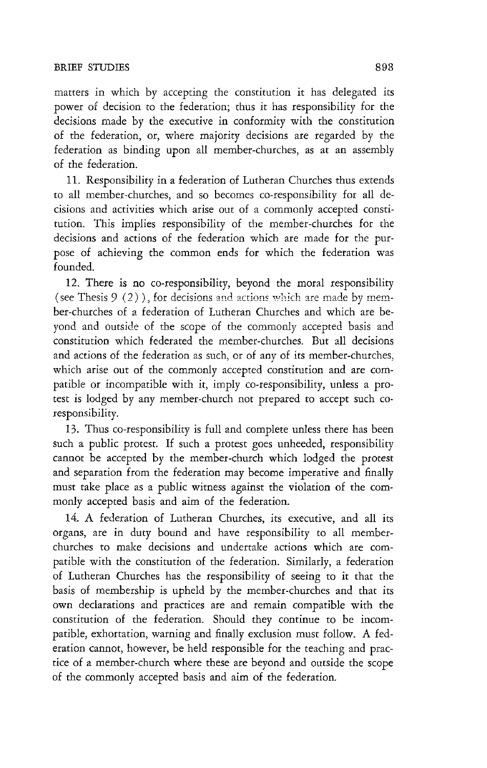matters in which by accepting the constitution it has delegated its power of decision to the federation; thus it has responsibility for the decisions made by the executive in conformity with the constitution of the federation, or, where majority decisions are regarded by the federation as binding upon all member-churches, as at an assembly of the federation.

11. Responsibility in a federation of Lutheran Churches thus extends to all member-churches, and so becomes co-responsibility for all decisions and activities which arise out of a commonly accepted constitution. This implies responsibility of the member-churches for the decisions and actions of the federation which are made for the purpose of achieving the common ends for which the federation was founded.

12. There is no co-responsibility, beyond the moral responsibility (see Thesis 9 (2)), for decisions and actions which are made by member-churches of a federation of Lutheran Churches and which are beyond and outside of the scope of the commonly accepted basis and constitution which federated the member-churches. But all decisions and actions of the federation as such, or of any of its member-churches, which arise out of the commonly accepted constitution and are compatible or incompatible with it, imply co-responsibility, unless a protest is lodged by any member-church not prepared to accept such co-responsibility.

13. Thus co-responsibility is full and complete unless there has been such a public protest. If such a protest goes unheeded, responsibility cannot be accepted by the member-church which lodged the protest and separation from the federation may become imperative and finally must take place as a public witness against the violation of the commonly accepted basis and aim of the federation.

14. A federation of Lutheran Churches, its executive, and all its organs, are in duty bound and have responsibility to all member-churches to make decisions and undertake actions which are compatible with the constitution of the federation. Similarly, a federation of Lutheran Churches has the responsibility of seeing to it that the basis of membership is upheld by the member-churches and that its own declarations and practices are and remain compatible with the constitution of the federation. Should they continue to be incompatible, exhortation, warning and finally exclusion must follow. A federation cannot, however, be held responsible for the teaching and practice of a member-church where these are beyond and outside the scope of the commonly accepted basis and aim of the federation.